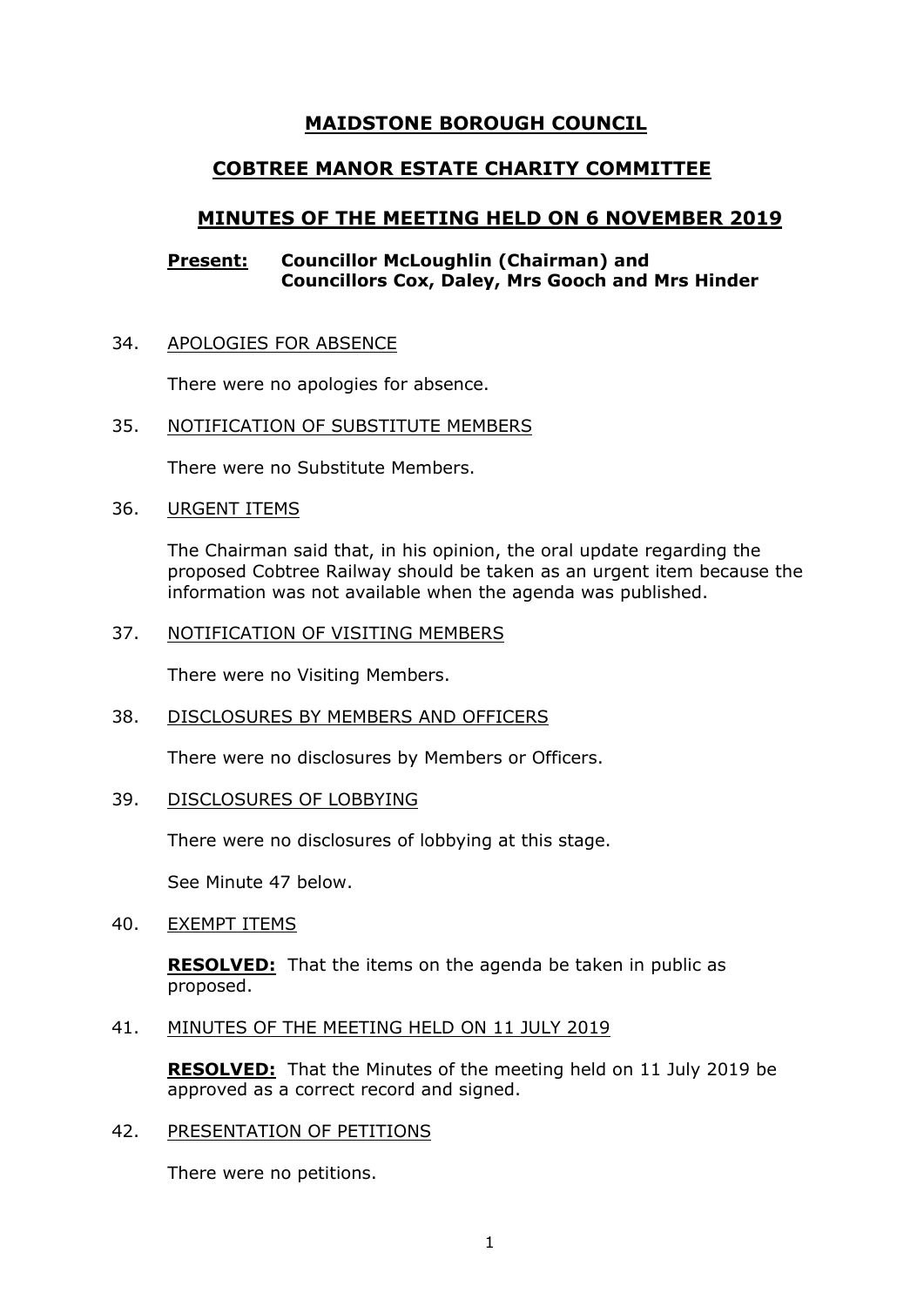# MAIDSTONE BOROUGH COUNCIL

## COBTREE MANOR ESTATE CHARITY COMMITTEE

## MINUTES OF THE MEETING HELD ON 6 NOVEMBER 2019

**Present:** **Councillor McLoughlin (Chairman) and Councillors Cox, Daley, Mrs Gooch and Mrs Hinder**

34. APOLOGIES FOR ABSENCE

    There were no apologies for absence.

35. NOTIFICATION OF SUBSTITUTE MEMBERS

    There were no Substitute Members.

36. URGENT ITEMS

    The Chairman said that, in his opinion, the oral update regarding the proposed Cobtree Railway should be taken as an urgent item because the information was not available when the agenda was published.

37. NOTIFICATION OF VISITING MEMBERS

    There were no Visiting Members.

38. DISCLOSURES BY MEMBERS AND OFFICERS

    There were no disclosures by Members or Officers.

39. DISCLOSURES OF LOBBYING

    There were no disclosures of lobbying at this stage.

    See Minute 47 below.

40. EXEMPT ITEMS

    **RESOLVED:** That the items on the agenda be taken in public as proposed.

41. MINUTES OF THE MEETING HELD ON 11 JULY 2019

    **RESOLVED:** That the Minutes of the meeting held on 11 July 2019 be approved as a correct record and signed.

42. PRESENTATION OF PETITIONS

    There were no petitions.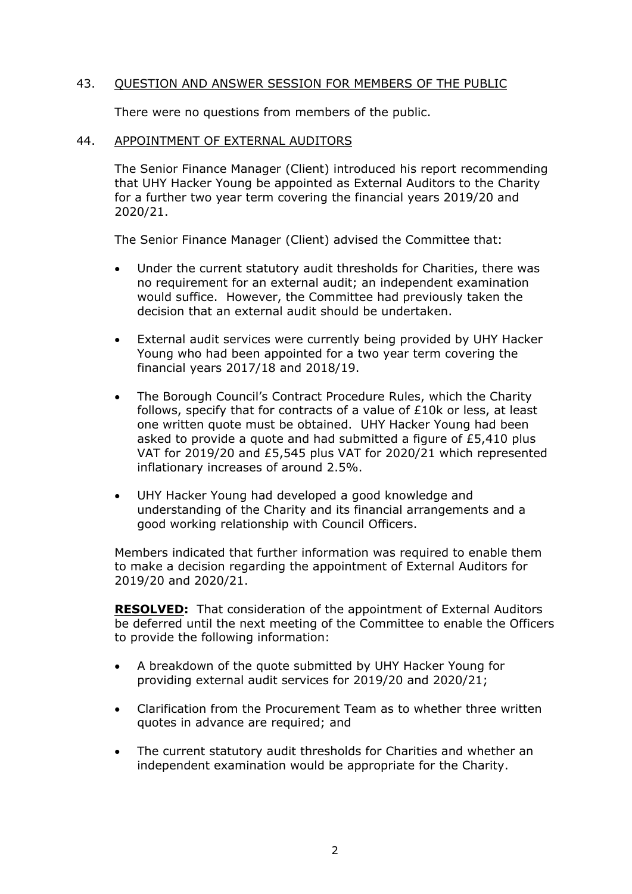## 43. QUESTION AND ANSWER SESSION FOR MEMBERS OF THE PUBLIC

There were no questions from members of the public.

## 44. APPOINTMENT OF EXTERNAL AUDITORS

The Senior Finance Manager (Client) introduced his report recommending that UHY Hacker Young be appointed as External Auditors to the Charity for a further two year term covering the financial years 2019/20 and 2020/21.

The Senior Finance Manager (Client) advised the Committee that:

- Under the current statutory audit thresholds for Charities, there was no requirement for an external audit; an independent examination would suffice. However, the Committee had previously taken the decision that an external audit should be undertaken.
- External audit services were currently being provided by UHY Hacker Young who had been appointed for a two year term covering the financial years 2017/18 and 2018/19.
- The Borough Council's Contract Procedure Rules, which the Charity follows, specify that for contracts of a value of £10k or less, at least one written quote must be obtained. UHY Hacker Young had been asked to provide a quote and had submitted a figure of £5,410 plus VAT for 2019/20 and £5,545 plus VAT for 2020/21 which represented inflationary increases of around 2.5%.
- UHY Hacker Young had developed a good knowledge and understanding of the Charity and its financial arrangements and a good working relationship with Council Officers.

Members indicated that further information was required to enable them to make a decision regarding the appointment of External Auditors for 2019/20 and 2020/21.

**RESOLVED:** That consideration of the appointment of External Auditors be deferred until the next meeting of the Committee to enable the Officers to provide the following information:

- A breakdown of the quote submitted by UHY Hacker Young for providing external audit services for 2019/20 and 2020/21;
- Clarification from the Procurement Team as to whether three written quotes in advance are required; and
- The current statutory audit thresholds for Charities and whether an independent examination would be appropriate for the Charity.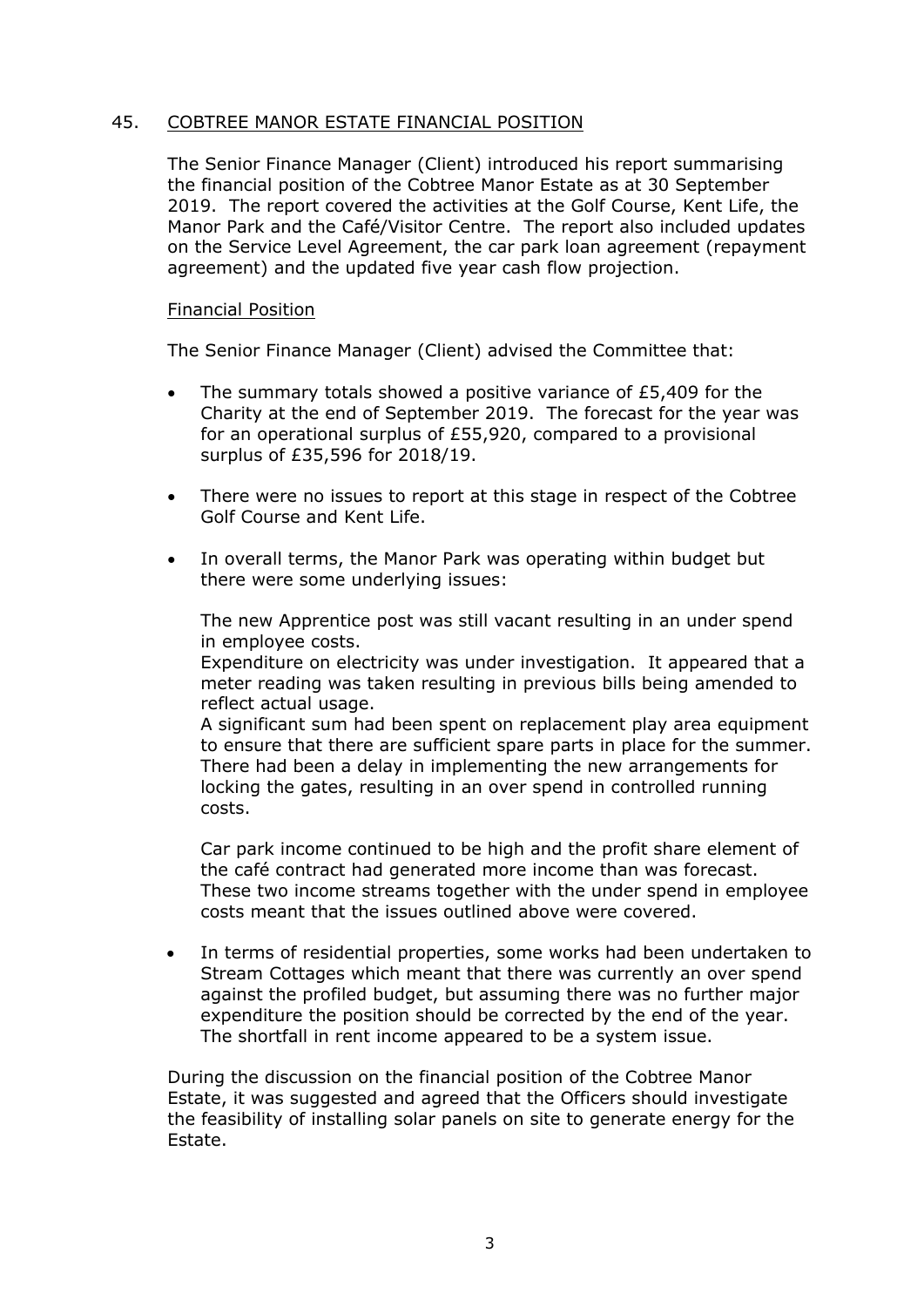## 45. COBTREE MANOR ESTATE FINANCIAL POSITION

The Senior Finance Manager (Client) introduced his report summarising the financial position of the Cobtree Manor Estate as at 30 September 2019. The report covered the activities at the Golf Course, Kent Life, the Manor Park and the Café/Visitor Centre. The report also included updates on the Service Level Agreement, the car park loan agreement (repayment agreement) and the updated five year cash flow projection.

### Financial Position

The Senior Finance Manager (Client) advised the Committee that:

- The summary totals showed a positive variance of £5,409 for the Charity at the end of September 2019. The forecast for the year was for an operational surplus of £55,920, compared to a provisional surplus of £35,596 for 2018/19.

- There were no issues to report at this stage in respect of the Cobtree Golf Course and Kent Life.

- In overall terms, the Manor Park was operating within budget but there were some underlying issues:

  The new Apprentice post was still vacant resulting in an under spend in employee costs.
  Expenditure on electricity was under investigation. It appeared that a meter reading was taken resulting in previous bills being amended to reflect actual usage.
  A significant sum had been spent on replacement play area equipment to ensure that there are sufficient spare parts in place for the summer.
  There had been a delay in implementing the new arrangements for locking the gates, resulting in an over spend in controlled running costs.

  Car park income continued to be high and the profit share element of the café contract had generated more income than was forecast. These two income streams together with the under spend in employee costs meant that the issues outlined above were covered.

- In terms of residential properties, some works had been undertaken to Stream Cottages which meant that there was currently an over spend against the profiled budget, but assuming there was no further major expenditure the position should be corrected by the end of the year. The shortfall in rent income appeared to be a system issue.

During the discussion on the financial position of the Cobtree Manor Estate, it was suggested and agreed that the Officers should investigate the feasibility of installing solar panels on site to generate energy for the Estate.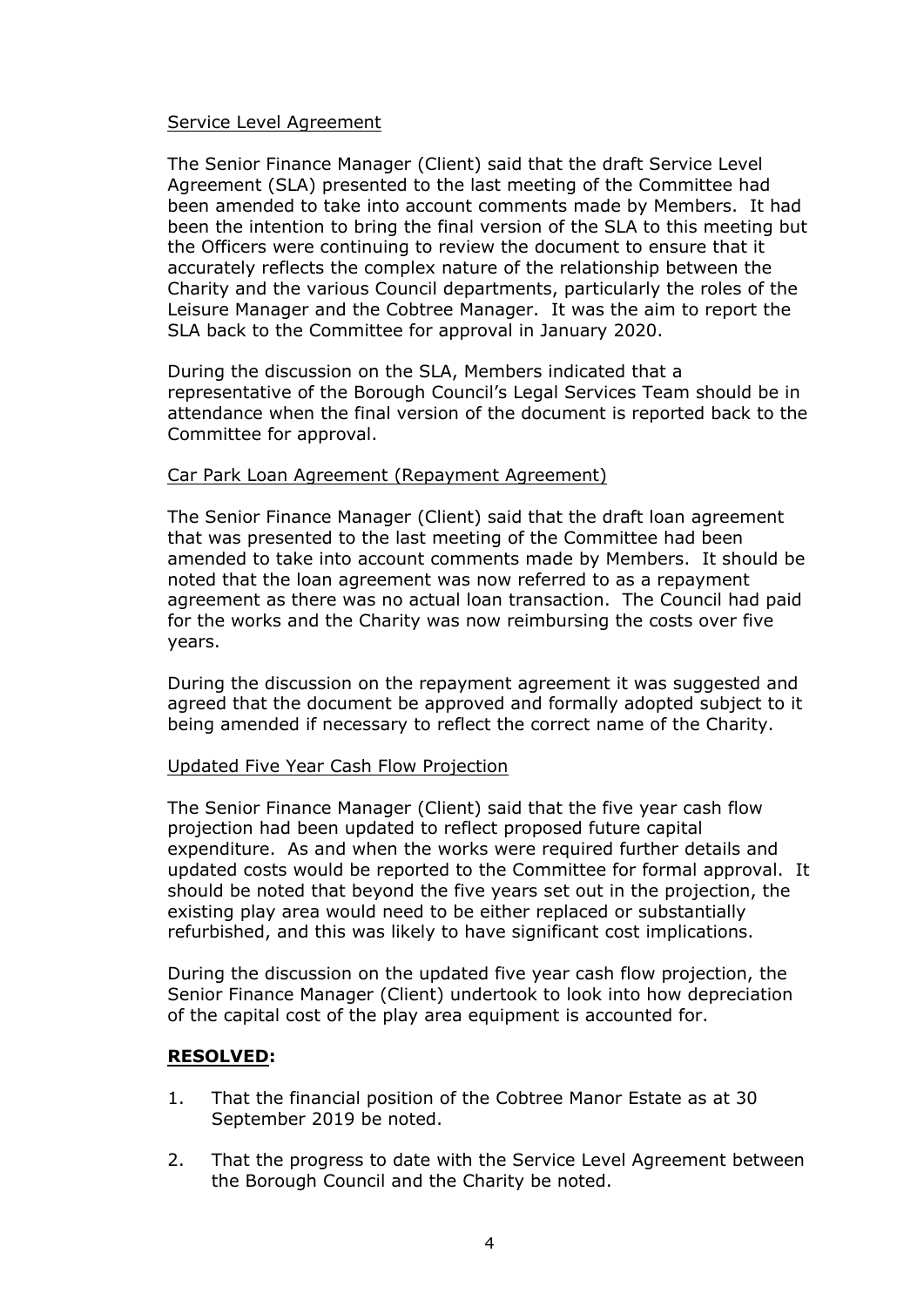Service Level Agreement

The Senior Finance Manager (Client) said that the draft Service Level Agreement (SLA) presented to the last meeting of the Committee had been amended to take into account comments made by Members. It had been the intention to bring the final version of the SLA to this meeting but the Officers were continuing to review the document to ensure that it accurately reflects the complex nature of the relationship between the Charity and the various Council departments, particularly the roles of the Leisure Manager and the Cobtree Manager. It was the aim to report the SLA back to the Committee for approval in January 2020.

During the discussion on the SLA, Members indicated that a representative of the Borough Council's Legal Services Team should be in attendance when the final version of the document is reported back to the Committee for approval.

Car Park Loan Agreement (Repayment Agreement)

The Senior Finance Manager (Client) said that the draft loan agreement that was presented to the last meeting of the Committee had been amended to take into account comments made by Members. It should be noted that the loan agreement was now referred to as a repayment agreement as there was no actual loan transaction. The Council had paid for the works and the Charity was now reimbursing the costs over five years.

During the discussion on the repayment agreement it was suggested and agreed that the document be approved and formally adopted subject to it being amended if necessary to reflect the correct name of the Charity.

Updated Five Year Cash Flow Projection

The Senior Finance Manager (Client) said that the five year cash flow projection had been updated to reflect proposed future capital expenditure. As and when the works were required further details and updated costs would be reported to the Committee for formal approval. It should be noted that beyond the five years set out in the projection, the existing play area would need to be either replaced or substantially refurbished, and this was likely to have significant cost implications.

During the discussion on the updated five year cash flow projection, the Senior Finance Manager (Client) undertook to look into how depreciation of the capital cost of the play area equipment is accounted for.

**RESOLVED:**

1. That the financial position of the Cobtree Manor Estate as at 30 September 2019 be noted.

2. That the progress to date with the Service Level Agreement between the Borough Council and the Charity be noted.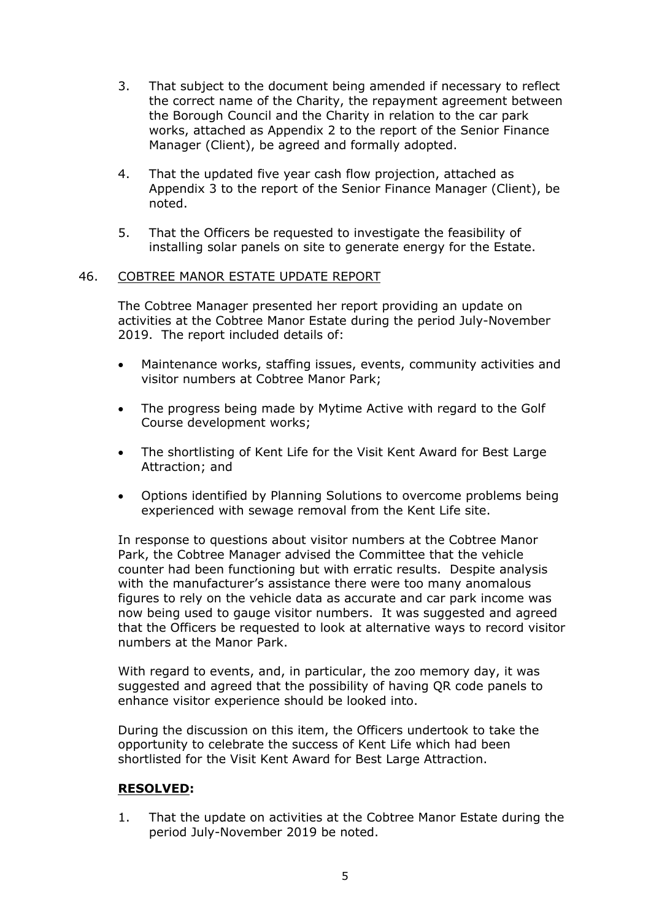3. That subject to the document being amended if necessary to reflect the correct name of the Charity, the repayment agreement between the Borough Council and the Charity in relation to the car park works, attached as Appendix 2 to the report of the Senior Finance Manager (Client), be agreed and formally adopted.

4. That the updated five year cash flow projection, attached as Appendix 3 to the report of the Senior Finance Manager (Client), be noted.

5. That the Officers be requested to investigate the feasibility of installing solar panels on site to generate energy for the Estate.

46. COBTREE MANOR ESTATE UPDATE REPORT

The Cobtree Manager presented her report providing an update on activities at the Cobtree Manor Estate during the period July-November 2019. The report included details of:

- Maintenance works, staffing issues, events, community activities and visitor numbers at Cobtree Manor Park;
- The progress being made by Mytime Active with regard to the Golf Course development works;
- The shortlisting of Kent Life for the Visit Kent Award for Best Large Attraction; and
- Options identified by Planning Solutions to overcome problems being experienced with sewage removal from the Kent Life site.

In response to questions about visitor numbers at the Cobtree Manor Park, the Cobtree Manager advised the Committee that the vehicle counter had been functioning but with erratic results. Despite analysis with the manufacturer's assistance there were too many anomalous figures to rely on the vehicle data as accurate and car park income was now being used to gauge visitor numbers. It was suggested and agreed that the Officers be requested to look at alternative ways to record visitor numbers at the Manor Park.

With regard to events, and, in particular, the zoo memory day, it was suggested and agreed that the possibility of having QR code panels to enhance visitor experience should be looked into.

During the discussion on this item, the Officers undertook to take the opportunity to celebrate the success of Kent Life which had been shortlisted for the Visit Kent Award for Best Large Attraction.

**RESOLVED:**

1. That the update on activities at the Cobtree Manor Estate during the period July-November 2019 be noted.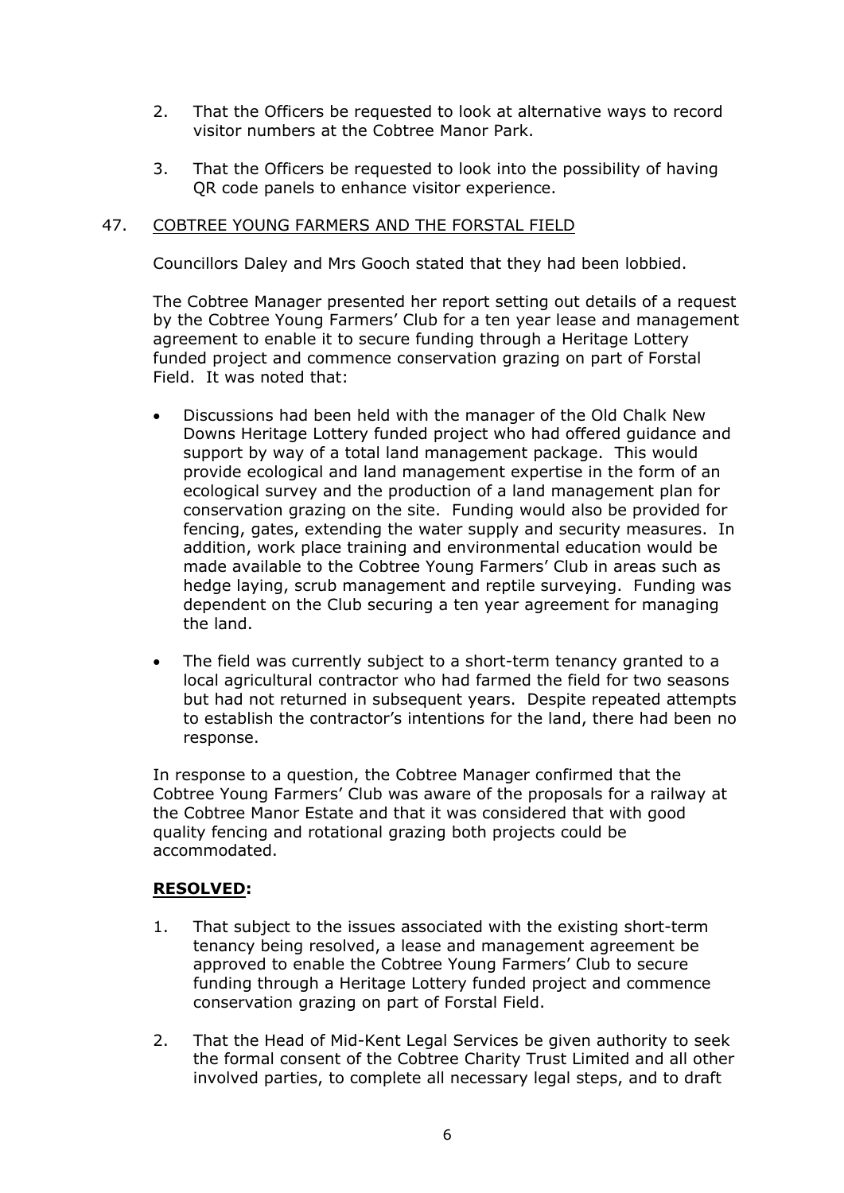2. That the Officers be requested to look at alternative ways to record visitor numbers at the Cobtree Manor Park.

3. That the Officers be requested to look into the possibility of having QR code panels to enhance visitor experience.

## 47. COBTREE YOUNG FARMERS AND THE FORSTAL FIELD

Councillors Daley and Mrs Gooch stated that they had been lobbied.

The Cobtree Manager presented her report setting out details of a request by the Cobtree Young Farmers' Club for a ten year lease and management agreement to enable it to secure funding through a Heritage Lottery funded project and commence conservation grazing on part of Forstal Field. It was noted that:

- Discussions had been held with the manager of the Old Chalk New Downs Heritage Lottery funded project who had offered guidance and support by way of a total land management package. This would provide ecological and land management expertise in the form of an ecological survey and the production of a land management plan for conservation grazing on the site. Funding would also be provided for fencing, gates, extending the water supply and security measures. In addition, work place training and environmental education would be made available to the Cobtree Young Farmers' Club in areas such as hedge laying, scrub management and reptile surveying. Funding was dependent on the Club securing a ten year agreement for managing the land.

- The field was currently subject to a short-term tenancy granted to a local agricultural contractor who had farmed the field for two seasons but had not returned in subsequent years. Despite repeated attempts to establish the contractor's intentions for the land, there had been no response.

In response to a question, the Cobtree Manager confirmed that the Cobtree Young Farmers' Club was aware of the proposals for a railway at the Cobtree Manor Estate and that it was considered that with good quality fencing and rotational grazing both projects could be accommodated.

**RESOLVED:**

1. That subject to the issues associated with the existing short-term tenancy being resolved, a lease and management agreement be approved to enable the Cobtree Young Farmers' Club to secure funding through a Heritage Lottery funded project and commence conservation grazing on part of Forstal Field.

2. That the Head of Mid-Kent Legal Services be given authority to seek the formal consent of the Cobtree Charity Trust Limited and all other involved parties, to complete all necessary legal steps, and to draft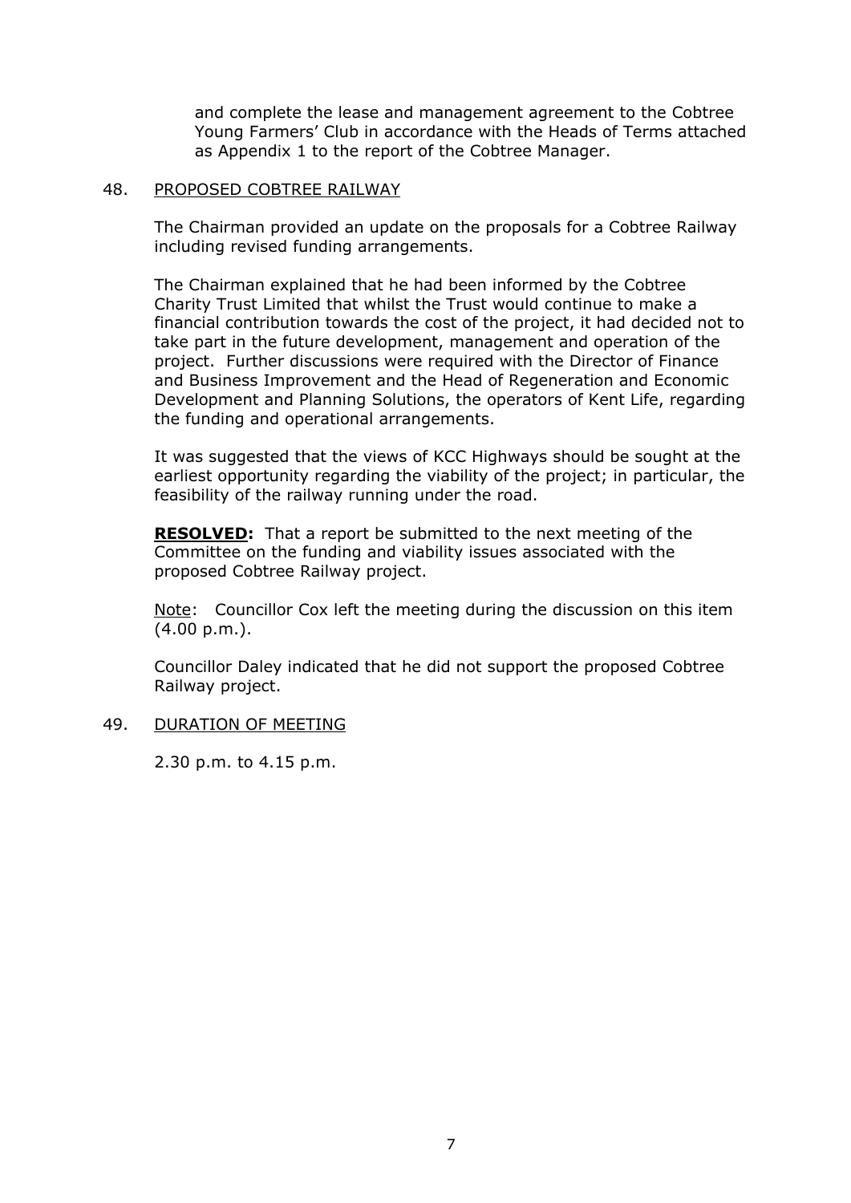and complete the lease and management agreement to the Cobtree Young Farmers' Club in accordance with the Heads of Terms attached as Appendix 1 to the report of the Cobtree Manager.

## 48. PROPOSED COBTREE RAILWAY

The Chairman provided an update on the proposals for a Cobtree Railway including revised funding arrangements.

The Chairman explained that he had been informed by the Cobtree Charity Trust Limited that whilst the Trust would continue to make a financial contribution towards the cost of the project, it had decided not to take part in the future development, management and operation of the project. Further discussions were required with the Director of Finance and Business Improvement and the Head of Regeneration and Economic Development and Planning Solutions, the operators of Kent Life, regarding the funding and operational arrangements.

It was suggested that the views of KCC Highways should be sought at the earliest opportunity regarding the viability of the project; in particular, the feasibility of the railway running under the road.

**RESOLVED:** That a report be submitted to the next meeting of the Committee on the funding and viability issues associated with the proposed Cobtree Railway project.

Note: Councillor Cox left the meeting during the discussion on this item (4.00 p.m.).

Councillor Daley indicated that he did not support the proposed Cobtree Railway project.

## 49. DURATION OF MEETING

2.30 p.m. to 4.15 p.m.